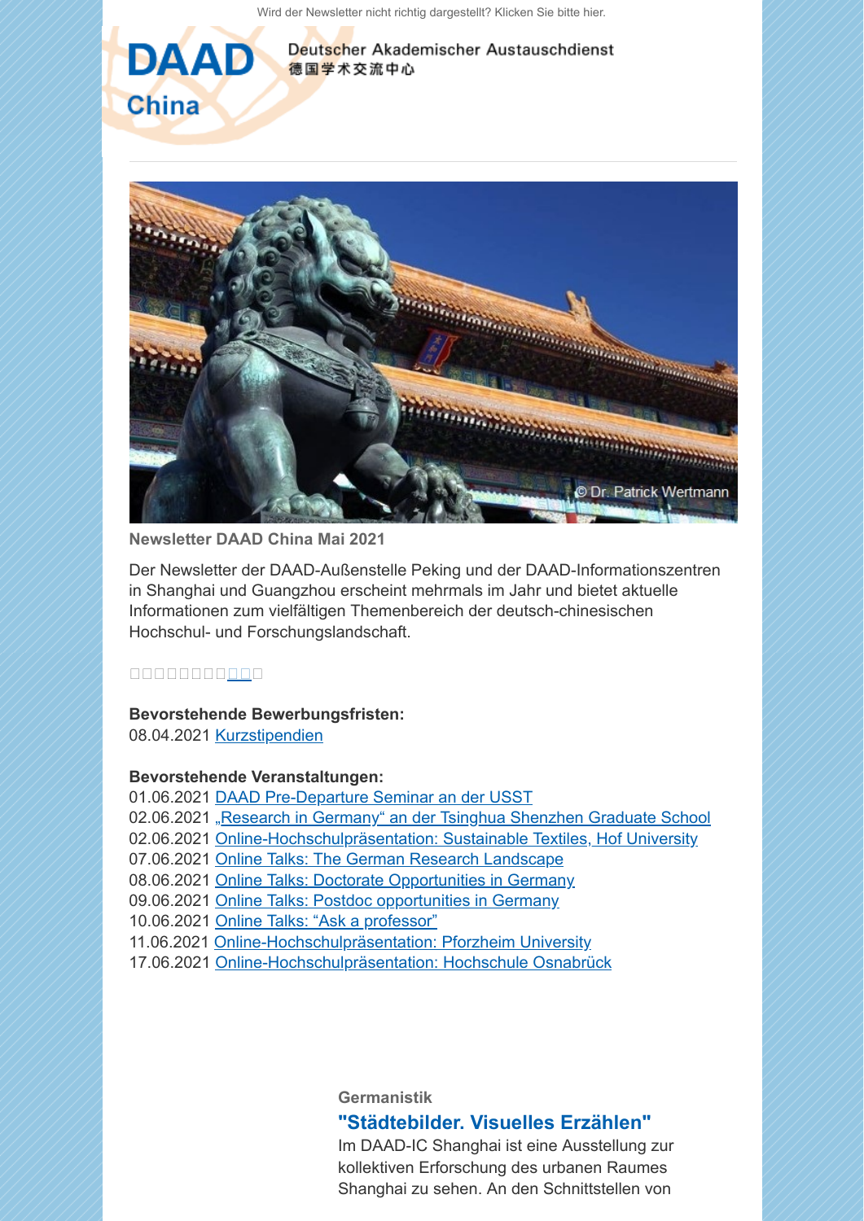Wird der Newsletter nicht richtig dargestellt? Klicken Sie bitte hier.

**DAAD China**

Deutscher Akademischer Austauschdienst
德国学术交流中心

© Dr. Patrick Wertmann

**Newsletter DAAD China Mai 2021**

Der Newsletter der DAAD-Außenstelle Peking und der DAAD-Informationszentren in Shanghai und Guangzhou erscheint mehrmals im Jahr und bietet aktuelle Informationen zum vielfältigen Themenbereich der deutsch-chinesischen Hochschul- und Forschungslandschaft.

□□□□□□□□□□□□

**Bevorstehende Bewerbungsfristen:**
08.04.2021 Kurzstipendien

**Bevorstehende Veranstaltungen:**
01.06.2021 DAAD Pre-Departure Seminar an der USST
02.06.2021 „Research in Germany" an der Tsinghua Shenzhen Graduate School
02.06.2021 Online-Hochschulpräsentation: Sustainable Textiles, Hof University
07.06.2021 Online Talks: The German Research Landscape
08.06.2021 Online Talks: Doctorate Opportunities in Germany
09.06.2021 Online Talks: Postdoc opportunities in Germany
10.06.2021 Online Talks: "Ask a professor"
11.06.2021 Online-Hochschulpräsentation: Pforzheim University
17.06.2021 Online-Hochschulpräsentation: Hochschule Osnabrück

Germanistik

## "Städtebilder. Visuelles Erzählen"

Im DAAD-IC Shanghai ist eine Ausstellung zur kollektiven Erforschung des urbanen Raumes Shanghai zu sehen. An den Schnittstellen von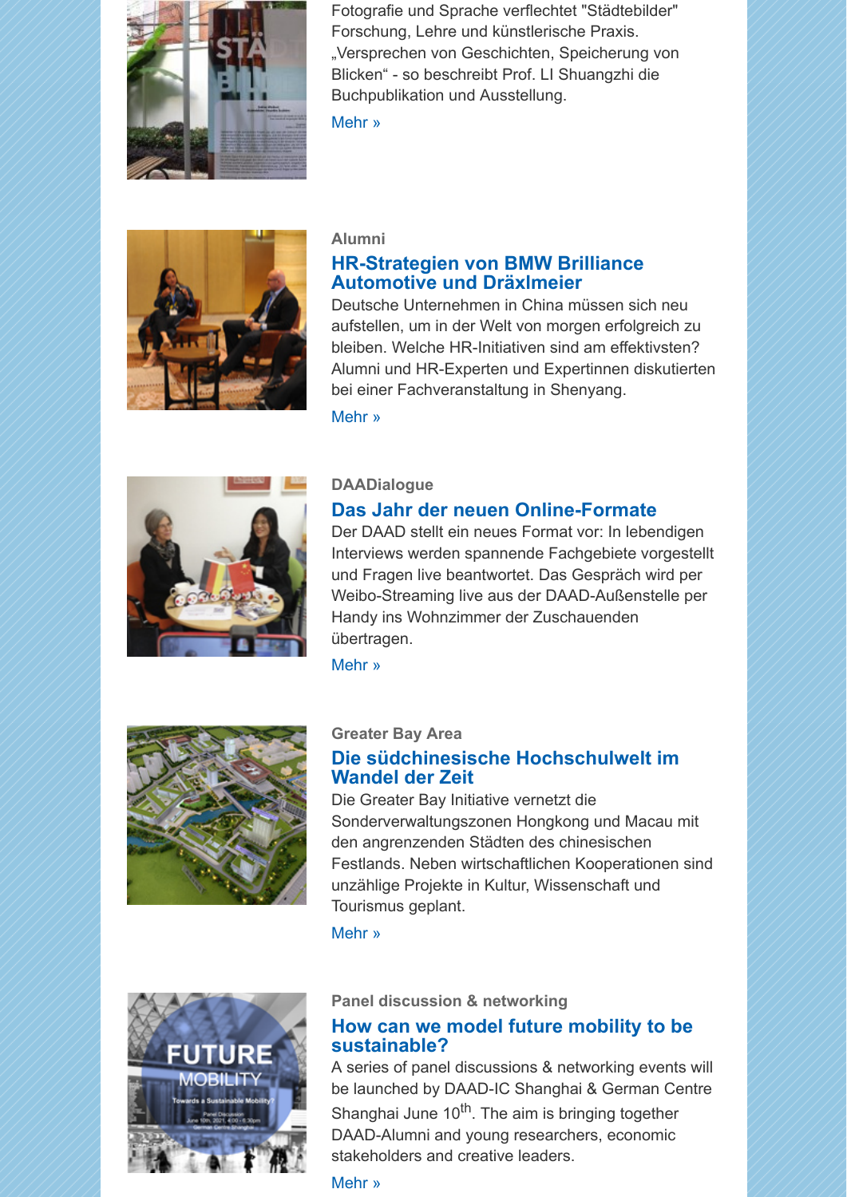Fotografie und Sprache verflechtet "Städtebilder" Forschung, Lehre und künstlerische Praxis. „Versprechen von Geschichten, Speicherung von Blicken“ - so beschreibt Prof. LI Shuangzhi die Buchpublikation und Ausstellung.

Mehr »

**Alumni**

## HR-Strategien von BMW Brilliance Automotive und Dräxlmeier

Deutsche Unternehmen in China müssen sich neu aufstellen, um in der Welt von morgen erfolgreich zu bleiben. Welche HR-Initiativen sind am effektivsten? Alumni und HR-Experten und Expertinnen diskutierten bei einer Fachveranstaltung in Shenyang.

Mehr »

**DAADialogue**

## Das Jahr der neuen Online-Formate

Der DAAD stellt ein neues Format vor: In lebendigen Interviews werden spannende Fachgebiete vorgestellt und Fragen live beantwortet. Das Gespräch wird per Weibo-Streaming live aus der DAAD-Außenstelle per Handy ins Wohnzimmer der Zuschauenden übertragen.

Mehr »

**Greater Bay Area**

## Die südchinesische Hochschulwelt im Wandel der Zeit

Die Greater Bay Initiative vernetzt die Sonderverwaltungszonen Hongkong und Macau mit den angrenzenden Städten des chinesischen Festlands. Neben wirtschaftlichen Kooperationen sind unzählige Projekte in Kultur, Wissenschaft und Tourismus geplant.

Mehr »

**Panel discussion & networking**

## How can we model future mobility to be sustainable?

A series of panel discussions & networking events will be launched by DAAD-IC Shanghai & German Centre Shanghai June 10th. The aim is bringing together DAAD-Alumni and young researchers, economic stakeholders and creative leaders.

Mehr »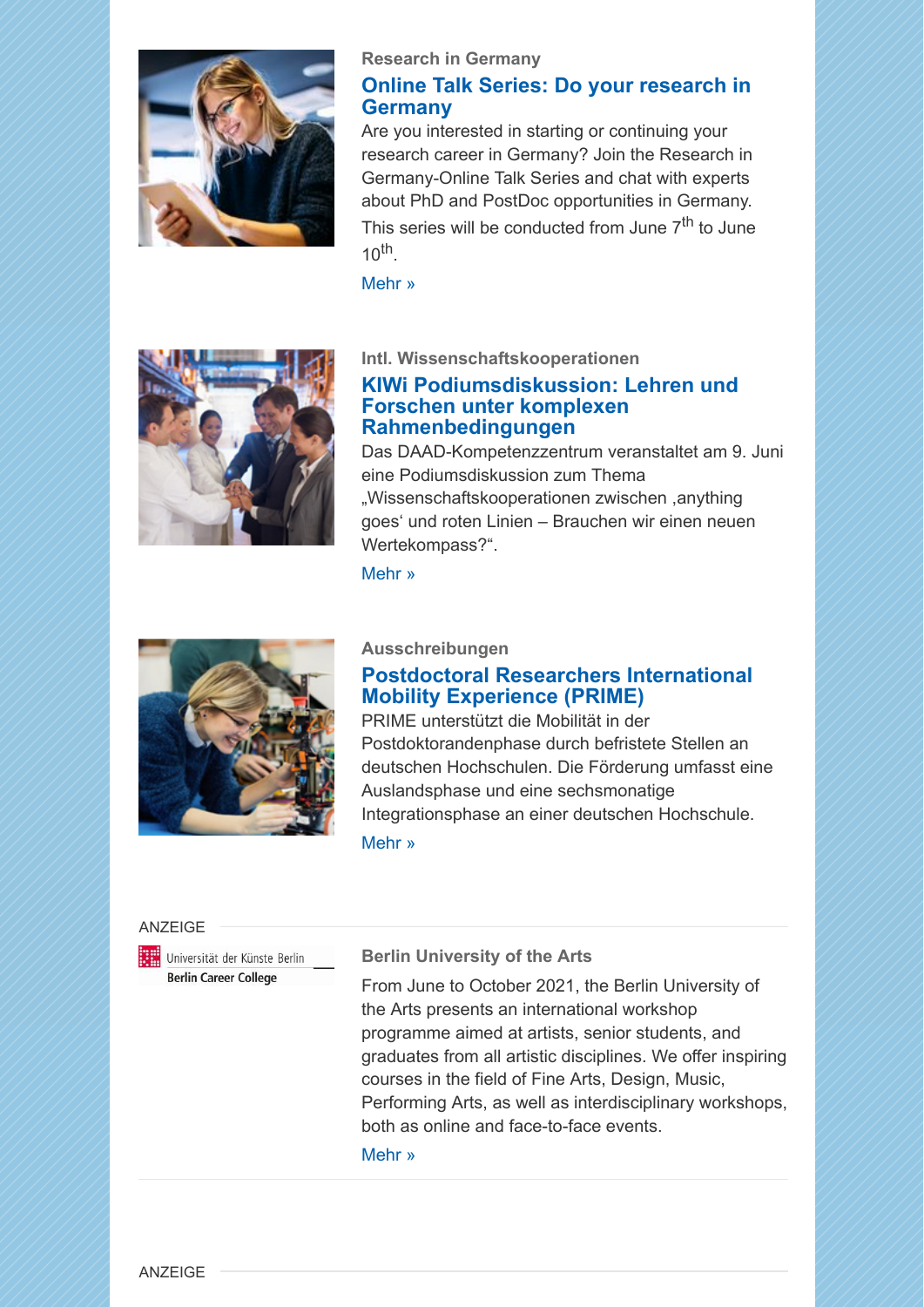Research in Germany

## Online Talk Series: Do your research in Germany

Are you interested in starting or continuing your research career in Germany? Join the Research in Germany-Online Talk Series and chat with experts about PhD and PostDoc opportunities in Germany. This series will be conducted from June 7$^{th}$ to June 10$^{th}$.

Mehr »

Intl. Wissenschaftskooperationen

## KIWi Podiumsdiskussion: Lehren und Forschen unter komplexen Rahmenbedingungen

Das DAAD-Kompetenzzentrum veranstaltet am 9. Juni eine Podiumsdiskussion zum Thema „Wissenschaftskooperationen zwischen ‚anything goes' und roten Linien – Brauchen wir einen neuen Wertekompass?".

Mehr »

Ausschreibungen

## Postdoctoral Researchers International Mobility Experience (PRIME)

PRIME unterstützt die Mobilität in der Postdoktorandenphase durch befristete Stellen an deutschen Hochschulen. Die Förderung umfasst eine Auslandsphase und eine sechsmonatige Integrationsphase an einer deutschen Hochschule.

Mehr »

ANZEIGE

Universität der Künste Berlin
Berlin Career College

**Berlin University of the Arts**

From June to October 2021, the Berlin University of the Arts presents an international workshop programme aimed at artists, senior students, and graduates from all artistic disciplines. We offer inspiring courses in the field of Fine Arts, Design, Music, Performing Arts, as well as interdisciplinary workshops, both as online and face-to-face events.

Mehr »

ANZEIGE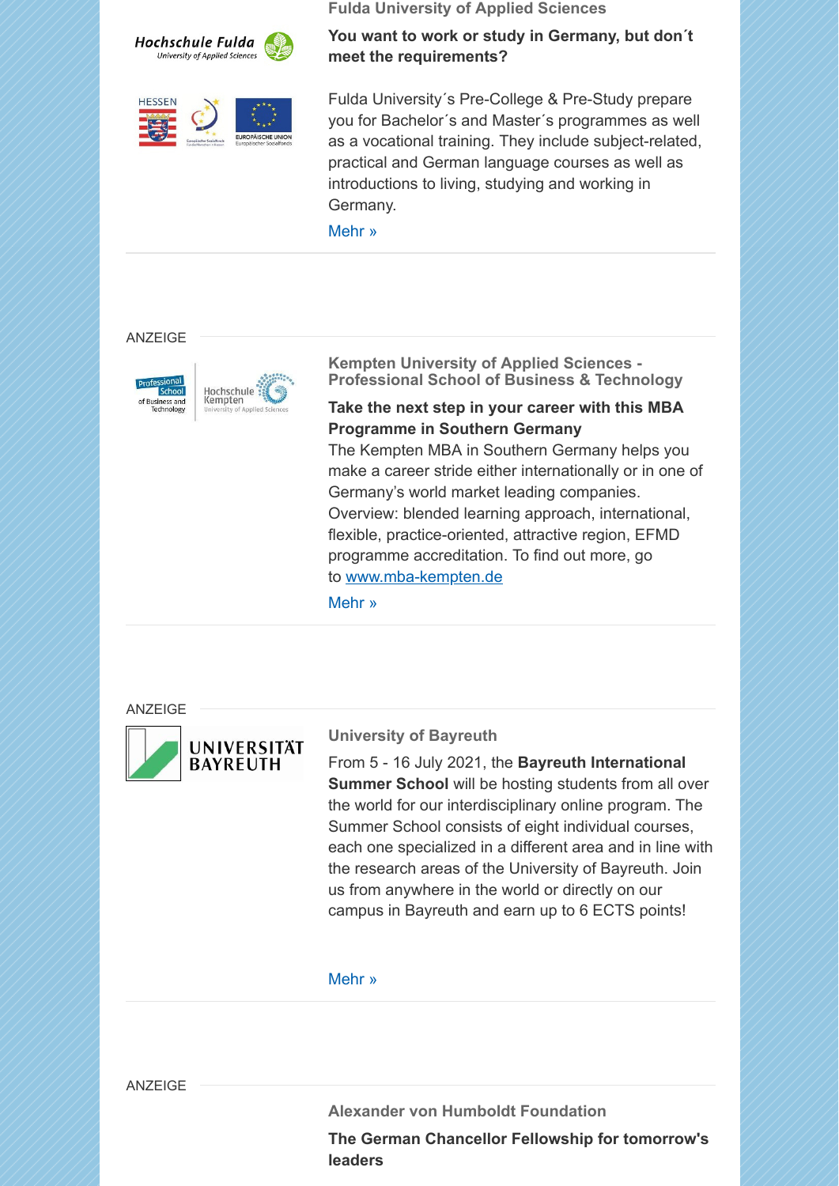### Fulda University of Applied Sciences

**You want to work or study in Germany, but don´t meet the requirements?**

Fulda University´s Pre-College & Pre-Study prepare you for Bachelor´s and Master´s programmes as well as a vocational training. They include subject-related, practical and German language courses as well as introductions to living, studying and working in Germany.

Mehr »

---

ANZEIGE

### Kempten University of Applied Sciences - Professional School of Business & Technology

**Take the next step in your career with this MBA Programme in Southern Germany**

The Kempten MBA in Southern Germany helps you make a career stride either internationally or in one of Germany's world market leading companies. Overview: blended learning approach, international, flexible, practice-oriented, attractive region, EFMD programme accreditation. To find out more, go to www.mba-kempten.de

Mehr »

---

ANZEIGE

### University of Bayreuth

From 5 - 16 July 2021, the **Bayreuth International Summer School** will be hosting students from all over the world for our interdisciplinary online program. The Summer School consists of eight individual courses, each one specialized in a different area and in line with the research areas of the University of Bayreuth. Join us from anywhere in the world or directly on our campus in Bayreuth and earn up to 6 ECTS points!

Mehr »

---

ANZEIGE

### Alexander von Humboldt Foundation

**The German Chancellor Fellowship for tomorrow's leaders**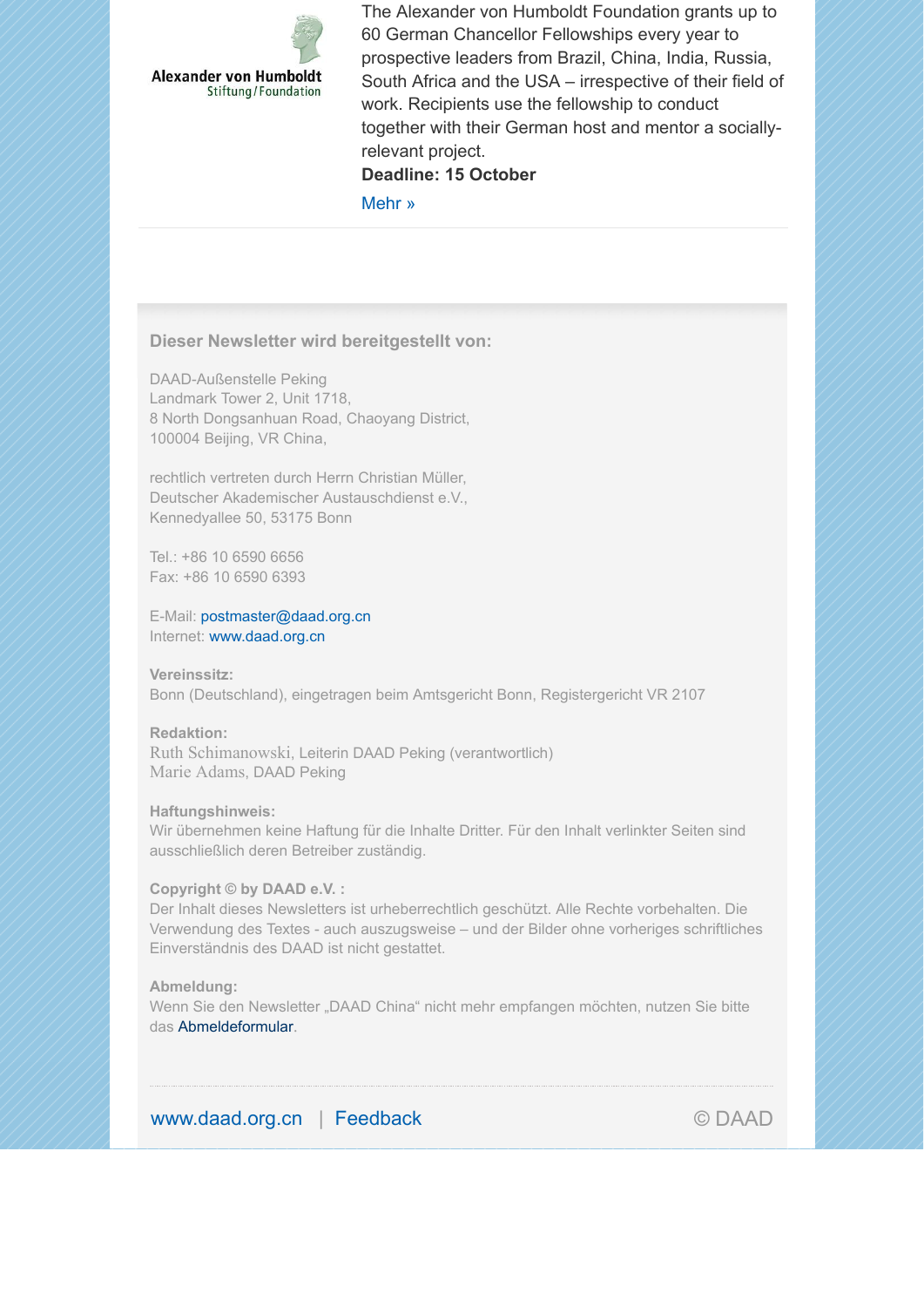Alexander von Humboldt
Stiftung / Foundation

The Alexander von Humboldt Foundation grants up to 60 German Chancellor Fellowships every year to prospective leaders from Brazil, China, India, Russia, South Africa and the USA – irrespective of their field of work. Recipients use the fellowship to conduct together with their German host and mentor a socially-relevant project.

**Deadline: 15 October**

Mehr »

---

**Dieser Newsletter wird bereitgestellt von:**

DAAD-Außenstelle Peking
Landmark Tower 2, Unit 1718,
8 North Dongsanhuan Road, Chaoyang District,
100004 Beijing, VR China,

rechtlich vertreten durch Herrn Christian Müller,
Deutscher Akademischer Austauschdienst e.V.,
Kennedyallee 50, 53175 Bonn

Tel.: +86 10 6590 6656
Fax: +86 10 6590 6393

E-Mail: postmaster@daad.org.cn
Internet: www.daad.org.cn

**Vereinssitz:**
Bonn (Deutschland), eingetragen beim Amtsgericht Bonn, Registergericht VR 2107

**Redaktion:**
Ruth Schimanowski, Leiterin DAAD Peking (verantwortlich)
Marie Adams, DAAD Peking

**Haftungshinweis:**
Wir übernehmen keine Haftung für die Inhalte Dritter. Für den Inhalt verlinkter Seiten sind ausschließlich deren Betreiber zuständig.

**Copyright © by DAAD e.V. :**
Der Inhalt dieses Newsletters ist urheberrechtlich geschützt. Alle Rechte vorbehalten. Die Verwendung des Textes - auch auszugsweise – und der Bilder ohne vorheriges schriftliches Einverständnis des DAAD ist nicht gestattet.

**Abmeldung:**
Wenn Sie den Newsletter „DAAD China“ nicht mehr empfangen möchten, nutzen Sie bitte das Abmeldeformular.

---

www.daad.org.cn | Feedback © DAAD